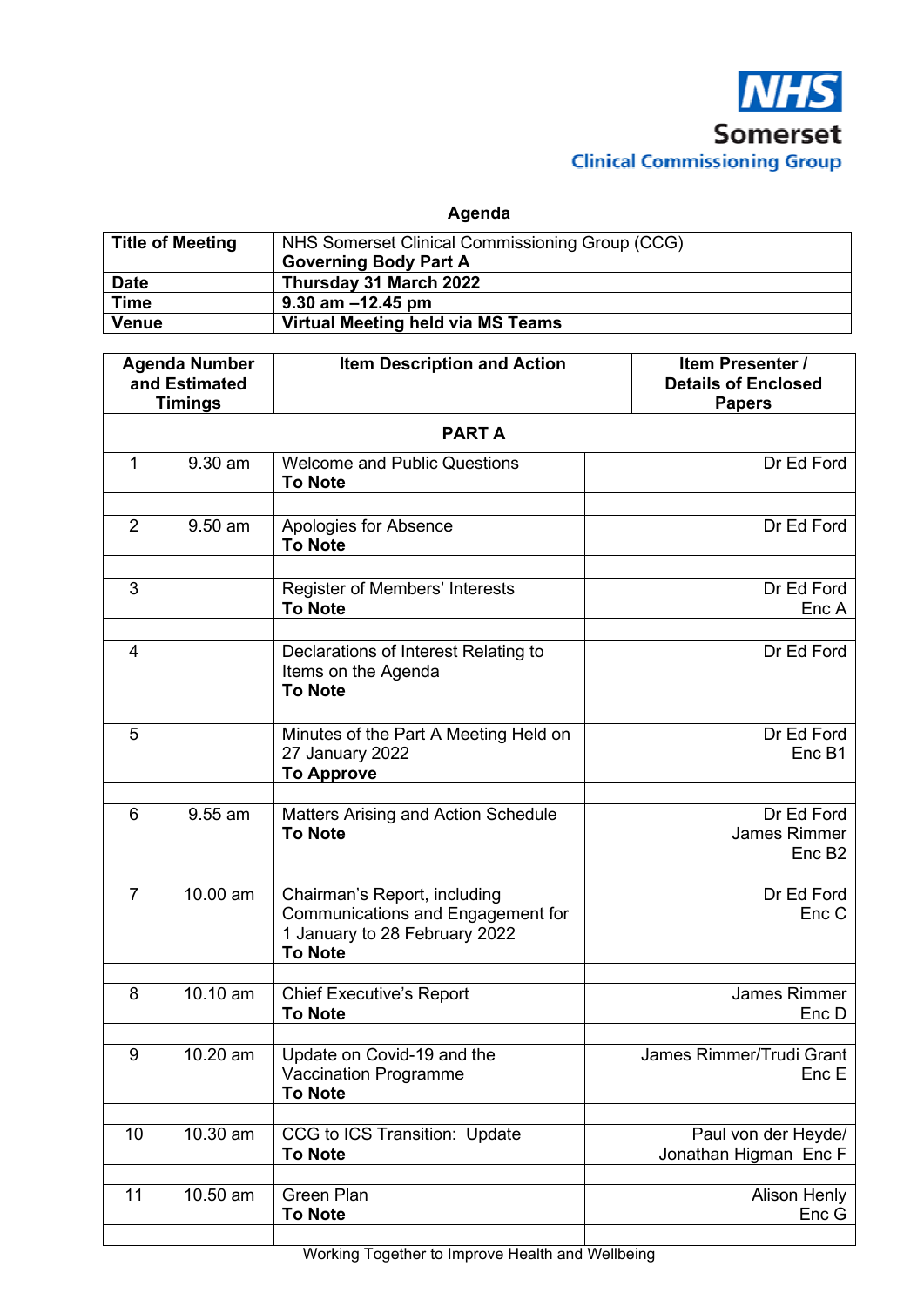NHS Somerset Clinical Commissioning Group

## Agenda

| Title of Meeting | NHS Somerset Clinical Commissioning Group (CCG) **Governing Body Part A** |
|---|---|
| **Date** | **Thursday 31 March 2022** |
| **Time** | **9.30 am –12.45 pm** |
| **Venue** | **Virtual Meeting held via MS Teams** |

| Agenda Number and Estimated Timings | | Item Description and Action | Item Presenter / Details of Enclosed Papers |
|---|---|---|---|
| | | **PART A** | |
| 1 | 9.30 am | Welcome and Public Questions **To Note** | Dr Ed Ford |
| 2 | 9.50 am | Apologies for Absence **To Note** | Dr Ed Ford |
| 3 | | Register of Members' Interests **To Note** | Dr Ed Ford Enc A |
| 4 | | Declarations of Interest Relating to Items on the Agenda **To Note** | Dr Ed Ford |
| 5 | | Minutes of the Part A Meeting Held on 27 January 2022 **To Approve** | Dr Ed Ford Enc B1 |
| 6 | 9.55 am | Matters Arising and Action Schedule **To Note** | Dr Ed Ford James Rimmer Enc B2 |
| 7 | 10.00 am | Chairman's Report, including Communications and Engagement for 1 January to 28 February 2022 **To Note** | Dr Ed Ford Enc C |
| 8 | 10.10 am | Chief Executive's Report **To Note** | James Rimmer Enc D |
| 9 | 10.20 am | Update on Covid-19 and the Vaccination Programme **To Note** | James Rimmer/Trudi Grant Enc E |
| 10 | 10.30 am | CCG to ICS Transition: Update **To Note** | Paul von der Heyde/ Jonathan Higman Enc F |
| 11 | 10.50 am | Green Plan **To Note** | Alison Henly Enc G |

Working Together to Improve Health and Wellbeing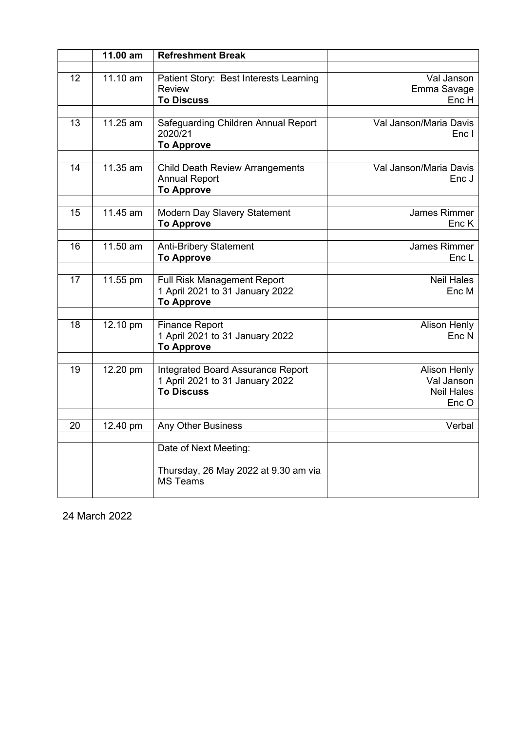| | | | |
|---|---|---|---|
| | **11.00 am** | **Refreshment Break** | |
| 12 | 11.10 am | Patient Story: Best Interests Learning Review<br>**To Discuss** | Val Janson<br>Emma Savage<br>Enc H |
| 13 | 11.25 am | Safeguarding Children Annual Report 2020/21<br>**To Approve** | Val Janson/Maria Davis<br>Enc I |
| 14 | 11.35 am | Child Death Review Arrangements Annual Report<br>**To Approve** | Val Janson/Maria Davis<br>Enc J |
| 15 | 11.45 am | Modern Day Slavery Statement<br>**To Approve** | James Rimmer<br>Enc K |
| 16 | 11.50 am | Anti-Bribery Statement<br>**To Approve** | James Rimmer<br>Enc L |
| 17 | 11.55 pm | Full Risk Management Report<br>1 April 2021 to 31 January 2022<br>**To Approve** | Neil Hales<br>Enc M |
| 18 | 12.10 pm | Finance Report<br>1 April 2021 to 31 January 2022<br>**To Approve** | Alison Henly<br>Enc N |
| 19 | 12.20 pm | Integrated Board Assurance Report<br>1 April 2021 to 31 January 2022<br>**To Discuss** | Alison Henly<br>Val Janson<br>Neil Hales<br>Enc O |
| 20 | 12.40 pm | Any Other Business | Verbal |
| | | Date of Next Meeting:<br><br>Thursday, 26 May 2022 at 9.30 am via MS Teams | |

24 March 2022